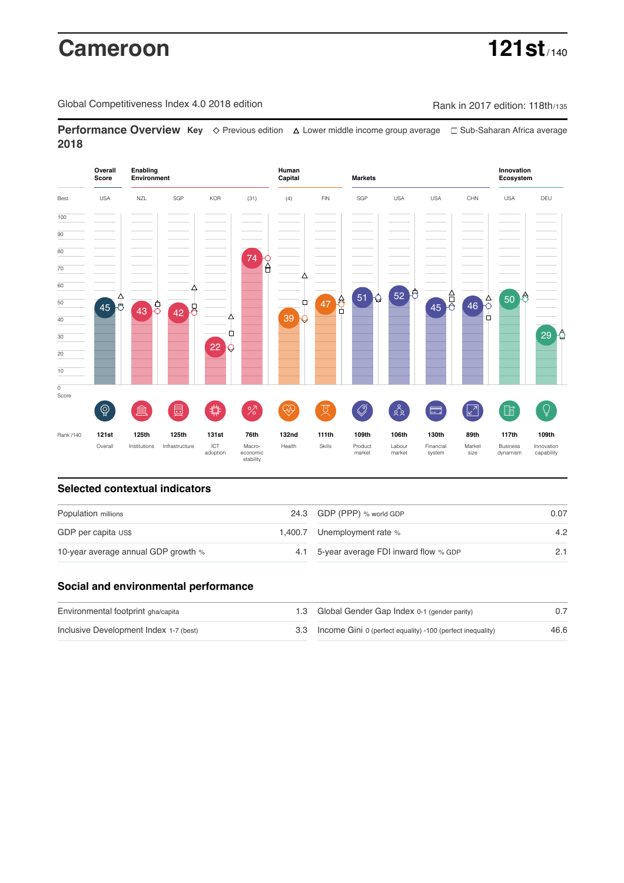# Cameroon

**121st** /140

Global Competitiveness Index 4.0 2018 edition

Rank in 2017 edition: 118th/135

## Performance Overview 2018

**Key** ◇ Previous edition △ Lower middle income group average □ Sub-Saharan Africa average

| | Overall Score | Enabling Environment | | | | Human Capital | | Markets | | | | Innovation Ecosystem | |
|---|---|---|---|---|---|---|---|---|---|---|---|---|---|
| Best | USA | NZL | SGP | KOR | (31) | (4) | FIN | SGP | USA | USA | CHN | USA | DEU |
| Score | 45 | 43 | 42 | 22 | 74 | 39 | 47 | 51 | 52 | 45 | 46 | 50 | 29 |
| Rank /140 | 121st | 125th | 125th | 131st | 76th | 132nd | 111th | 109th | 106th | 130th | 89th | 117th | 109th |
| | Overall | Institutions | Infrastructure | ICT adoption | Macro-economic stability | Health | Skills | Product market | Labour market | Financial system | Market size | Business dynamism | Innovation capability |

## Selected contextual indicators

| | | | |
|---|---|---|---|
| Population millions | 24.3 | GDP (PPP) % world GDP | 0.07 |
| GDP per capita US$ | 1,400.7 | Unemployment rate % | 4.2 |
| 10-year average annual GDP growth % | 4.1 | 5-year average FDI inward flow % GDP | 2.1 |

## Social and environmental performance

| | | | |
|---|---|---|---|
| Environmental footprint gha/capita | 1.3 | Global Gender Gap Index 0-1 (gender parity) | 0.7 |
| Inclusive Development Index 1-7 (best) | 3.3 | Income Gini 0 (perfect equality) -100 (perfect inequality) | 46.6 |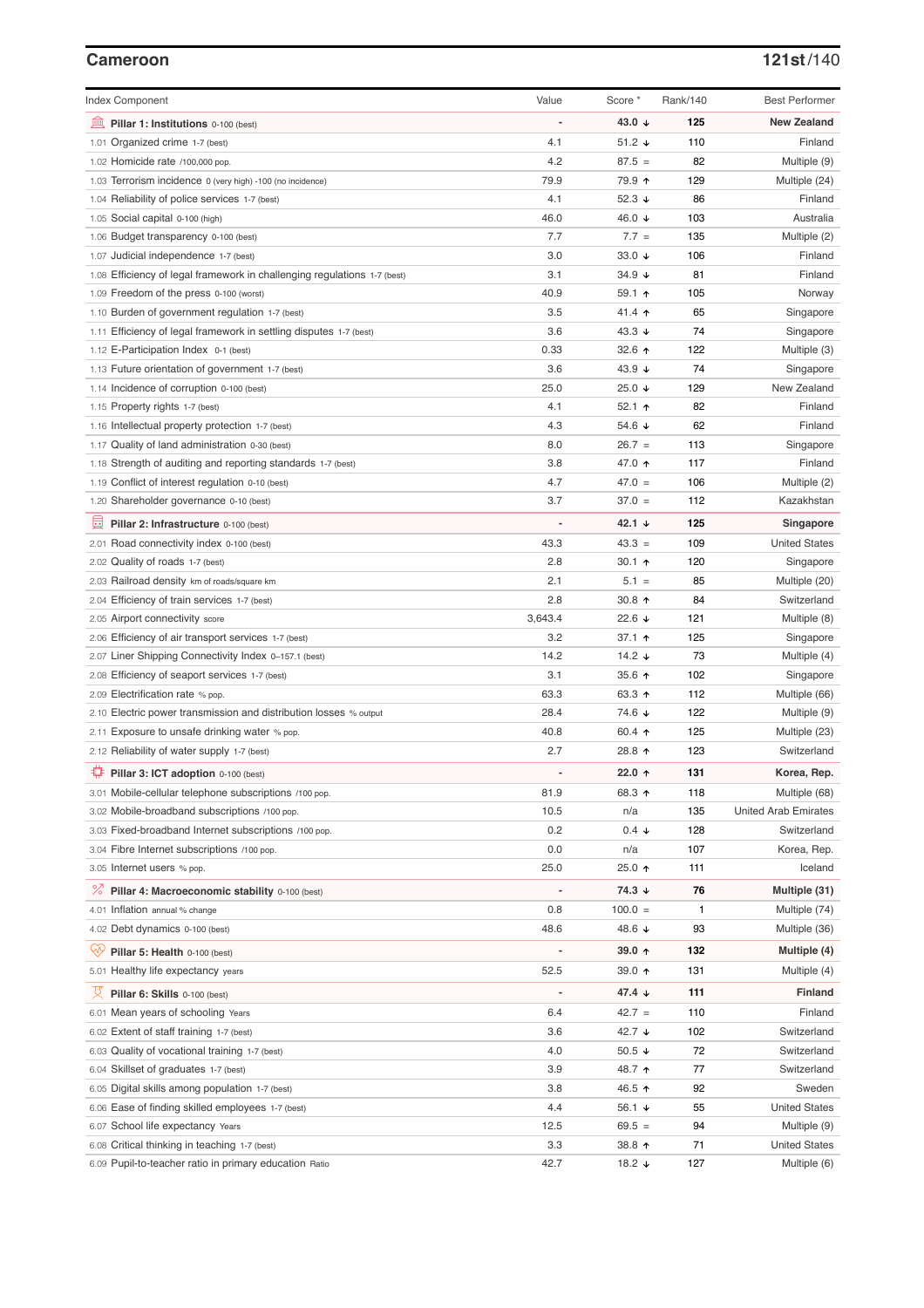## Cameroon

**121st/140**

| Index Component | Value | Score * | Rank/140 | Best Performer |
|---|---|---|---|---|
| **Pillar 1: Institutions** 0-100 (best) | - | **43.0 ↓** | **125** | **New Zealand** |
| 1.01 Organized crime 1-7 (best) | 4.1 | 51.2 ↓ | 110 | Finland |
| 1.02 Homicide rate /100,000 pop. | 4.2 | 87.5 = | 82 | Multiple (9) |
| 1.03 Terrorism incidence 0 (very high) -100 (no incidence) | 79.9 | 79.9 ↑ | 129 | Multiple (24) |
| 1.04 Reliability of police services 1-7 (best) | 4.1 | 52.3 ↓ | 86 | Finland |
| 1.05 Social capital 0-100 (high) | 46.0 | 46.0 ↓ | 103 | Australia |
| 1.06 Budget transparency 0-100 (best) | 7.7 | 7.7 = | 135 | Multiple (2) |
| 1.07 Judicial independence 1-7 (best) | 3.0 | 33.0 ↓ | 106 | Finland |
| 1.08 Efficiency of legal framework in challenging regulations 1-7 (best) | 3.1 | 34.9 ↓ | 81 | Finland |
| 1.09 Freedom of the press 0-100 (worst) | 40.9 | 59.1 ↑ | 105 | Norway |
| 1.10 Burden of government regulation 1-7 (best) | 3.5 | 41.4 ↑ | 65 | Singapore |
| 1.11 Efficiency of legal framework in settling disputes 1-7 (best) | 3.6 | 43.3 ↓ | 74 | Singapore |
| 1.12 E-Participation Index 0-1 (best) | 0.33 | 32.6 ↑ | 122 | Multiple (3) |
| 1.13 Future orientation of government 1-7 (best) | 3.6 | 43.9 ↓ | 74 | Singapore |
| 1.14 Incidence of corruption 0-100 (best) | 25.0 | 25.0 ↓ | 129 | New Zealand |
| 1.15 Property rights 1-7 (best) | 4.1 | 52.1 ↑ | 82 | Finland |
| 1.16 Intellectual property protection 1-7 (best) | 4.3 | 54.6 ↓ | 62 | Finland |
| 1.17 Quality of land administration 0-30 (best) | 8.0 | 26.7 = | 113 | Singapore |
| 1.18 Strength of auditing and reporting standards 1-7 (best) | 3.8 | 47.0 ↑ | 117 | Finland |
| 1.19 Conflict of interest regulation 0-10 (best) | 4.7 | 47.0 = | 106 | Multiple (2) |
| 1.20 Shareholder governance 0-10 (best) | 3.7 | 37.0 = | 112 | Kazakhstan |
| **Pillar 2: Infrastructure** 0-100 (best) | - | **42.1 ↓** | **125** | **Singapore** |
| 2.01 Road connectivity index 0-100 (best) | 43.3 | 43.3 = | 109 | United States |
| 2.02 Quality of roads 1-7 (best) | 2.8 | 30.1 ↑ | 120 | Singapore |
| 2.03 Railroad density km of roads/square km | 2.1 | 5.1 = | 85 | Multiple (20) |
| 2.04 Efficiency of train services 1-7 (best) | 2.8 | 30.8 ↑ | 84 | Switzerland |
| 2.05 Airport connectivity score | 3,643.4 | 22.6 ↓ | 121 | Multiple (8) |
| 2.06 Efficiency of air transport services 1-7 (best) | 3.2 | 37.1 ↑ | 125 | Singapore |
| 2.07 Liner Shipping Connectivity Index 0–157.1 (best) | 14.2 | 14.2 ↓ | 73 | Multiple (4) |
| 2.08 Efficiency of seaport services 1-7 (best) | 3.1 | 35.6 ↑ | 102 | Singapore |
| 2.09 Electrification rate % pop. | 63.3 | 63.3 ↑ | 112 | Multiple (66) |
| 2.10 Electric power transmission and distribution losses % output | 28.4 | 74.6 ↓ | 122 | Multiple (9) |
| 2.11 Exposure to unsafe drinking water % pop. | 40.8 | 60.4 ↑ | 125 | Multiple (23) |
| 2.12 Reliability of water supply 1-7 (best) | 2.7 | 28.8 ↑ | 123 | Switzerland |
| **Pillar 3: ICT adoption** 0-100 (best) | - | **22.0 ↑** | **131** | **Korea, Rep.** |
| 3.01 Mobile-cellular telephone subscriptions /100 pop. | 81.9 | 68.3 ↑ | 118 | Multiple (68) |
| 3.02 Mobile-broadband subscriptions /100 pop. | 10.5 | n/a | 135 | United Arab Emirates |
| 3.03 Fixed-broadband Internet subscriptions /100 pop. | 0.2 | 0.4 ↓ | 128 | Switzerland |
| 3.04 Fibre Internet subscriptions /100 pop. | 0.0 | n/a | 107 | Korea, Rep. |
| 3.05 Internet users % pop. | 25.0 | 25.0 ↑ | 111 | Iceland |
| **Pillar 4: Macroeconomic stability** 0-100 (best) | - | **74.3 ↓** | **76** | **Multiple (31)** |
| 4.01 Inflation annual % change | 0.8 | 100.0 = | 1 | Multiple (74) |
| 4.02 Debt dynamics 0-100 (best) | 48.6 | 48.6 ↓ | 93 | Multiple (36) |
| **Pillar 5: Health** 0-100 (best) | - | **39.0 ↑** | **132** | **Multiple (4)** |
| 5.01 Healthy life expectancy years | 52.5 | 39.0 ↑ | 131 | Multiple (4) |
| **Pillar 6: Skills** 0-100 (best) | - | **47.4 ↓** | **111** | **Finland** |
| 6.01 Mean years of schooling Years | 6.4 | 42.7 = | 110 | Finland |
| 6.02 Extent of staff training 1-7 (best) | 3.6 | 42.7 ↓ | 102 | Switzerland |
| 6.03 Quality of vocational training 1-7 (best) | 4.0 | 50.5 ↓ | 72 | Switzerland |
| 6.04 Skillset of graduates 1-7 (best) | 3.9 | 48.7 ↑ | 77 | Switzerland |
| 6.05 Digital skills among population 1-7 (best) | 3.8 | 46.5 ↑ | 92 | Sweden |
| 6.06 Ease of finding skilled employees 1-7 (best) | 4.4 | 56.1 ↓ | 55 | United States |
| 6.07 School life expectancy Years | 12.5 | 69.5 = | 94 | Multiple (9) |
| 6.08 Critical thinking in teaching 1-7 (best) | 3.3 | 38.8 ↑ | 71 | United States |
| 6.09 Pupil-to-teacher ratio in primary education Ratio | 42.7 | 18.2 ↓ | 127 | Multiple (6) |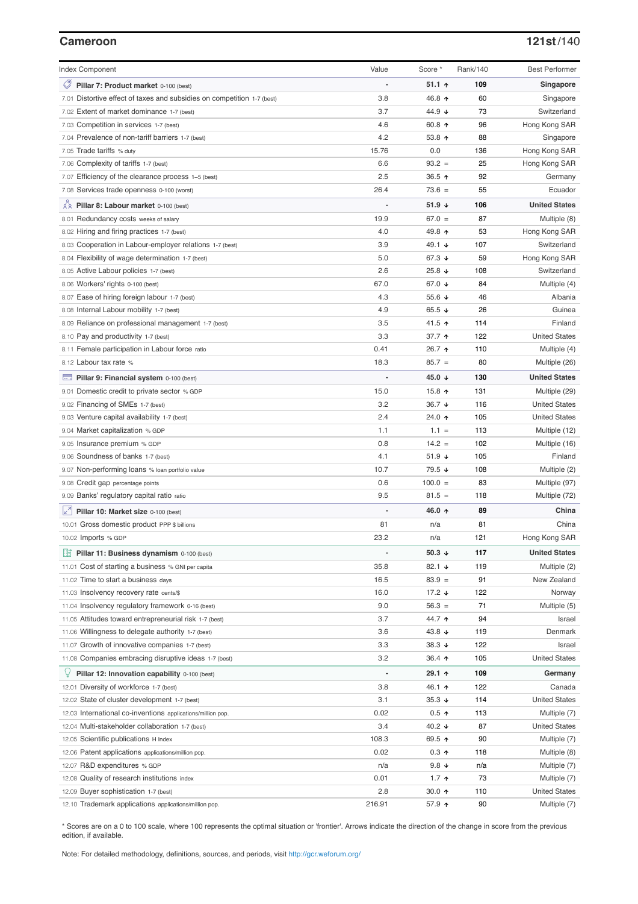## Cameroon

**121st**/140

| Index Component | Value | Score * | Rank/140 | Best Performer |
|---|---|---|---|---|
| **Pillar 7: Product market** 0-100 (best) | - | **51.1 ↑** | **109** | **Singapore** |
| 7.01 Distortive effect of taxes and subsidies on competition 1-7 (best) | 3.8 | 46.8 ↑ | 60 | Singapore |
| 7.02 Extent of market dominance 1-7 (best) | 3.7 | 44.9 ↓ | 73 | Switzerland |
| 7.03 Competition in services 1-7 (best) | 4.6 | 60.8 ↑ | 96 | Hong Kong SAR |
| 7.04 Prevalence of non-tariff barriers 1-7 (best) | 4.2 | 53.8 ↑ | 88 | Singapore |
| 7.05 Trade tariffs % duty | 15.76 | 0.0 | 136 | Hong Kong SAR |
| 7.06 Complexity of tariffs 1-7 (best) | 6.6 | 93.2 = | 25 | Hong Kong SAR |
| 7.07 Efficiency of the clearance process 1–5 (best) | 2.5 | 36.5 ↑ | 92 | Germany |
| 7.08 Services trade openness 0-100 (worst) | 26.4 | 73.6 = | 55 | Ecuador |
| **Pillar 8: Labour market** 0-100 (best) | - | **51.9 ↓** | **106** | **United States** |
| 8.01 Redundancy costs weeks of salary | 19.9 | 67.0 = | 87 | Multiple (8) |
| 8.02 Hiring and firing practices 1-7 (best) | 4.0 | 49.8 ↑ | 53 | Hong Kong SAR |
| 8.03 Cooperation in Labour-employer relations 1-7 (best) | 3.9 | 49.1 ↓ | 107 | Switzerland |
| 8.04 Flexibility of wage determination 1-7 (best) | 5.0 | 67.3 ↓ | 59 | Hong Kong SAR |
| 8.05 Active Labour policies 1-7 (best) | 2.6 | 25.8 ↓ | 108 | Switzerland |
| 8.06 Workers' rights 0-100 (best) | 67.0 | 67.0 ↓ | 84 | Multiple (4) |
| 8.07 Ease of hiring foreign labour 1-7 (best) | 4.3 | 55.6 ↓ | 46 | Albania |
| 8.08 Internal Labour mobility 1-7 (best) | 4.9 | 65.5 ↓ | 26 | Guinea |
| 8.09 Reliance on professional management 1-7 (best) | 3.5 | 41.5 ↑ | 114 | Finland |
| 8.10 Pay and productivity 1-7 (best) | 3.3 | 37.7 ↑ | 122 | United States |
| 8.11 Female participation in Labour force ratio | 0.41 | 26.7 ↑ | 110 | Multiple (4) |
| 8.12 Labour tax rate % | 18.3 | 85.7 = | 80 | Multiple (26) |
| **Pillar 9: Financial system** 0-100 (best) | - | **45.0 ↓** | **130** | **United States** |
| 9.01 Domestic credit to private sector % GDP | 15.0 | 15.8 ↑ | 131 | Multiple (29) |
| 9.02 Financing of SMEs 1-7 (best) | 3.2 | 36.7 ↓ | 116 | United States |
| 9.03 Venture capital availability 1-7 (best) | 2.4 | 24.0 ↑ | 105 | United States |
| 9.04 Market capitalization % GDP | 1.1 | 1.1 = | 113 | Multiple (12) |
| 9.05 Insurance premium % GDP | 0.8 | 14.2 = | 102 | Multiple (16) |
| 9.06 Soundness of banks 1-7 (best) | 4.1 | 51.9 ↓ | 105 | Finland |
| 9.07 Non-performing loans % loan portfolio value | 10.7 | 79.5 ↓ | 108 | Multiple (2) |
| 9.08 Credit gap percentage points | 0.6 | 100.0 = | 83 | Multiple (97) |
| 9.09 Banks' regulatory capital ratio ratio | 9.5 | 81.5 = | 118 | Multiple (72) |
| **Pillar 10: Market size** 0-100 (best) | - | **46.0 ↑** | **89** | **China** |
| 10.01 Gross domestic product PPP $ billions | 81 | n/a | 81 | China |
| 10.02 Imports % GDP | 23.2 | n/a | 121 | Hong Kong SAR |
| **Pillar 11: Business dynamism** 0-100 (best) | - | **50.3 ↓** | **117** | **United States** |
| 11.01 Cost of starting a business % GNI per capita | 35.8 | 82.1 ↓ | 119 | Multiple (2) |
| 11.02 Time to start a business days | 16.5 | 83.9 = | 91 | New Zealand |
| 11.03 Insolvency recovery rate cents/$ | 16.0 | 17.2 ↓ | 122 | Norway |
| 11.04 Insolvency regulatory framework 0-16 (best) | 9.0 | 56.3 = | 71 | Multiple (5) |
| 11.05 Attitudes toward entrepreneurial risk 1-7 (best) | 3.7 | 44.7 ↑ | 94 | Israel |
| 11.06 Willingness to delegate authority 1-7 (best) | 3.6 | 43.8 ↓ | 119 | Denmark |
| 11.07 Growth of innovative companies 1-7 (best) | 3.3 | 38.3 ↓ | 122 | Israel |
| 11.08 Companies embracing disruptive ideas 1-7 (best) | 3.2 | 36.4 ↑ | 105 | United States |
| **Pillar 12: Innovation capability** 0-100 (best) | - | **29.1 ↑** | **109** | **Germany** |
| 12.01 Diversity of workforce 1-7 (best) | 3.8 | 46.1 ↑ | 122 | Canada |
| 12.02 State of cluster development 1-7 (best) | 3.1 | 35.3 ↓ | 114 | United States |
| 12.03 International co-inventions applications/million pop. | 0.02 | 0.5 ↑ | 113 | Multiple (7) |
| 12.04 Multi-stakeholder collaboration 1-7 (best) | 3.4 | 40.2 ↓ | 87 | United States |
| 12.05 Scientific publications H Index | 108.3 | 69.5 ↑ | 90 | Multiple (7) |
| 12.06 Patent applications applications/million pop. | 0.02 | 0.3 ↑ | 118 | Multiple (8) |
| 12.07 R&D expenditures % GDP | n/a | 9.8 ↓ | n/a | Multiple (7) |
| 12.08 Quality of research institutions index | 0.01 | 1.7 ↑ | 73 | Multiple (7) |
| 12.09 Buyer sophistication 1-7 (best) | 2.8 | 30.0 ↑ | 110 | United States |
| 12.10 Trademark applications applications/million pop. | 216.91 | 57.9 ↑ | 90 | Multiple (7) |

* Scores are on a 0 to 100 scale, where 100 represents the optimal situation or 'frontier'. Arrows indicate the direction of the change in score from the previous edition, if available.

Note: For detailed methodology, definitions, sources, and periods, visit http://gcr.weforum.org/